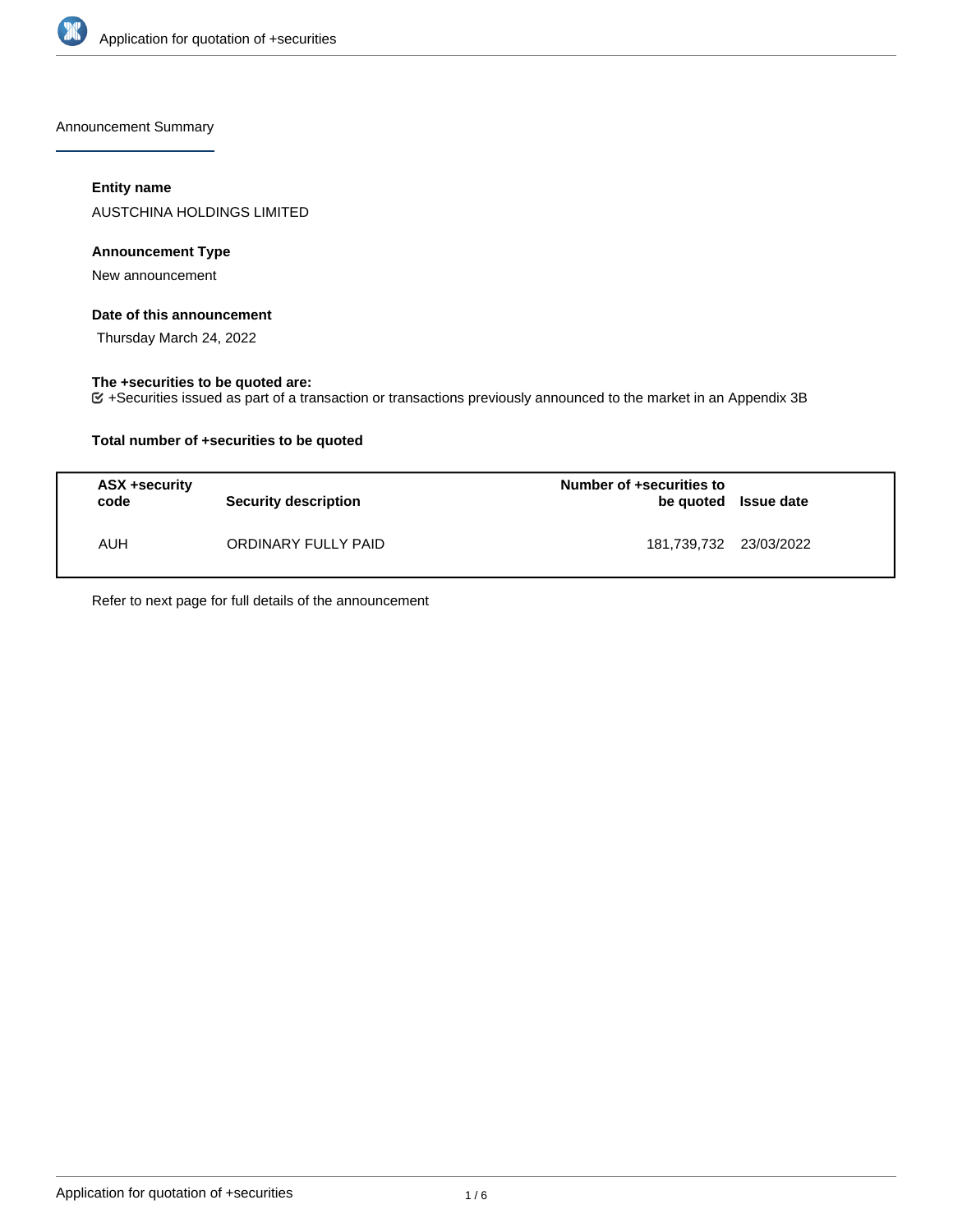Announcement Summary

**Entity name**

AUSTCHINA HOLDINGS LIMITED

**Announcement Type**

New announcement

**Date of this announcement**

Thursday March 24, 2022

**The +securities to be quoted are:**

+Securities issued as part of a transaction or transactions previously announced to the market in an Appendix 3B

**Total number of +securities to be quoted**

| ASX +security code | Security description | Number of +securities to be quoted | Issue date |
|---|---|---|---|
| AUH | ORDINARY FULLY PAID | 181,739,732 | 23/03/2022 |

Refer to next page for full details of the announcement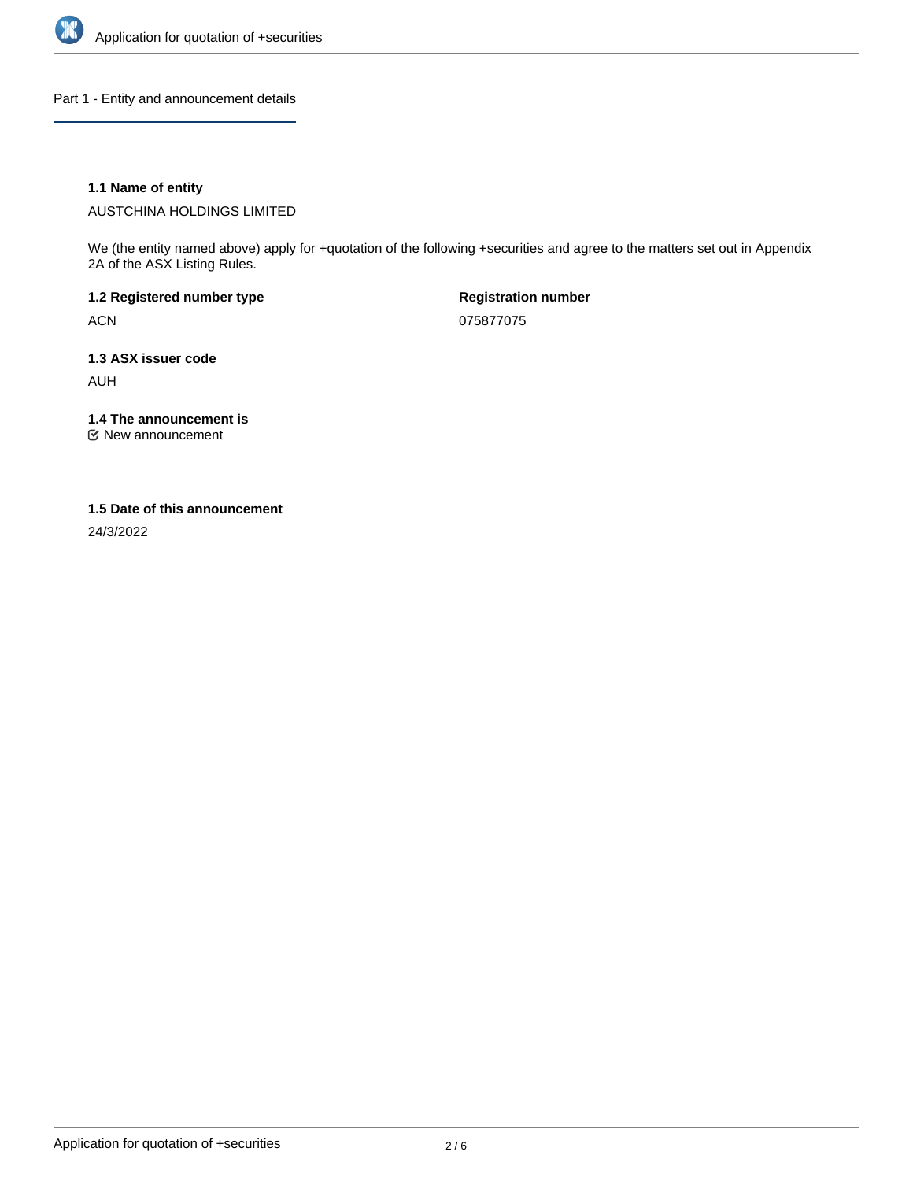## Part 1 - Entity and announcement details

**1.1 Name of entity**

AUSTCHINA HOLDINGS LIMITED

We (the entity named above) apply for +quotation of the following +securities and agree to the matters set out in Appendix 2A of the ASX Listing Rules.

**1.2 Registered number type**

ACN

**Registration number**

075877075

**1.3 ASX issuer code**

AUH

**1.4 The announcement is**

☑ New announcement

**1.5 Date of this announcement**

24/3/2022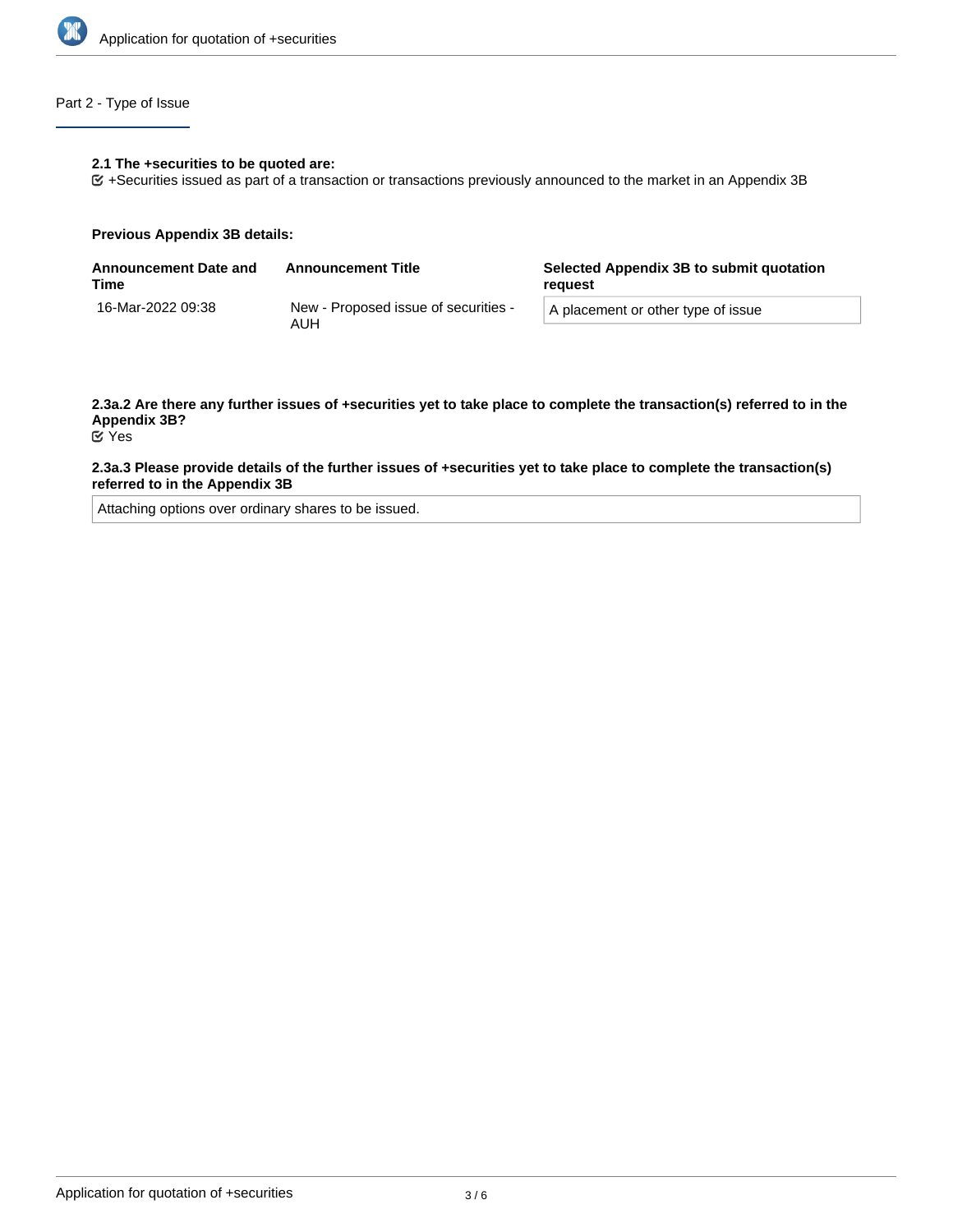## Part 2 - Type of Issue

**2.1 The +securities to be quoted are:**

☑ +Securities issued as part of a transaction or transactions previously announced to the market in an Appendix 3B

**Previous Appendix 3B details:**

| Announcement Date and Time | Announcement Title | Selected Appendix 3B to submit quotation request |
|---|---|---|
| 16-Mar-2022 09:38 | New - Proposed issue of securities - AUH | A placement or other type of issue |

**2.3a.2 Are there any further issues of +securities yet to take place to complete the transaction(s) referred to in the Appendix 3B?**

☑ Yes

**2.3a.3 Please provide details of the further issues of +securities yet to take place to complete the transaction(s) referred to in the Appendix 3B**

Attaching options over ordinary shares to be issued.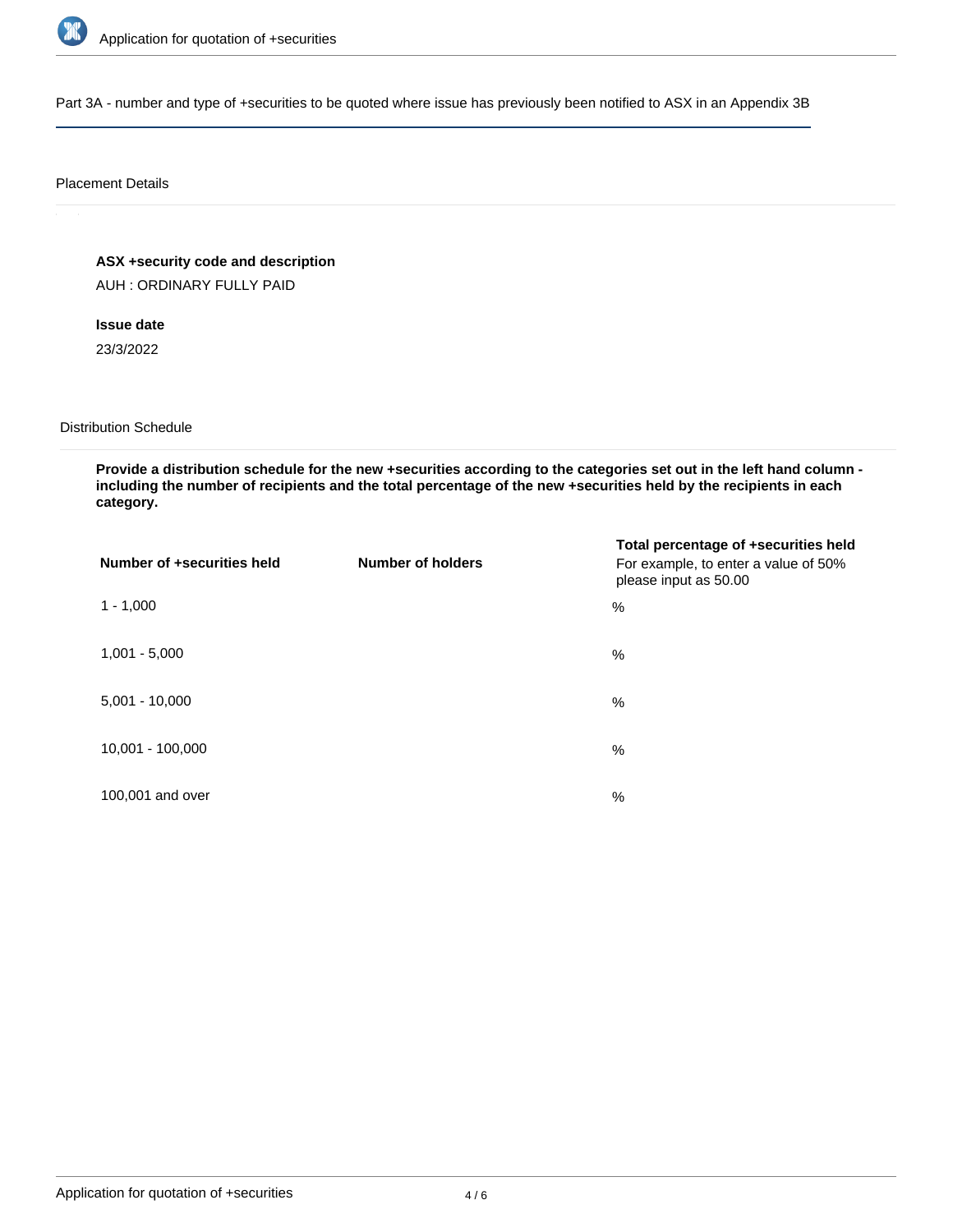## Part 3A - number and type of +securities to be quoted where issue has previously been notified to ASX in an Appendix 3B

### Placement Details

**ASX +security code and description**

AUH : ORDINARY FULLY PAID

**Issue date**

23/3/2022

### Distribution Schedule

**Provide a distribution schedule for the new +securities according to the categories set out in the left hand column - including the number of recipients and the total percentage of the new +securities held by the recipients in each category.**

| Number of +securities held | Number of holders | Total percentage of +securities held For example, to enter a value of 50% please input as 50.00 |
|---|---|---|
| 1 - 1,000 | | % |
| 1,001 - 5,000 | | % |
| 5,001 - 10,000 | | % |
| 10,001 - 100,000 | | % |
| 100,001 and over | | % |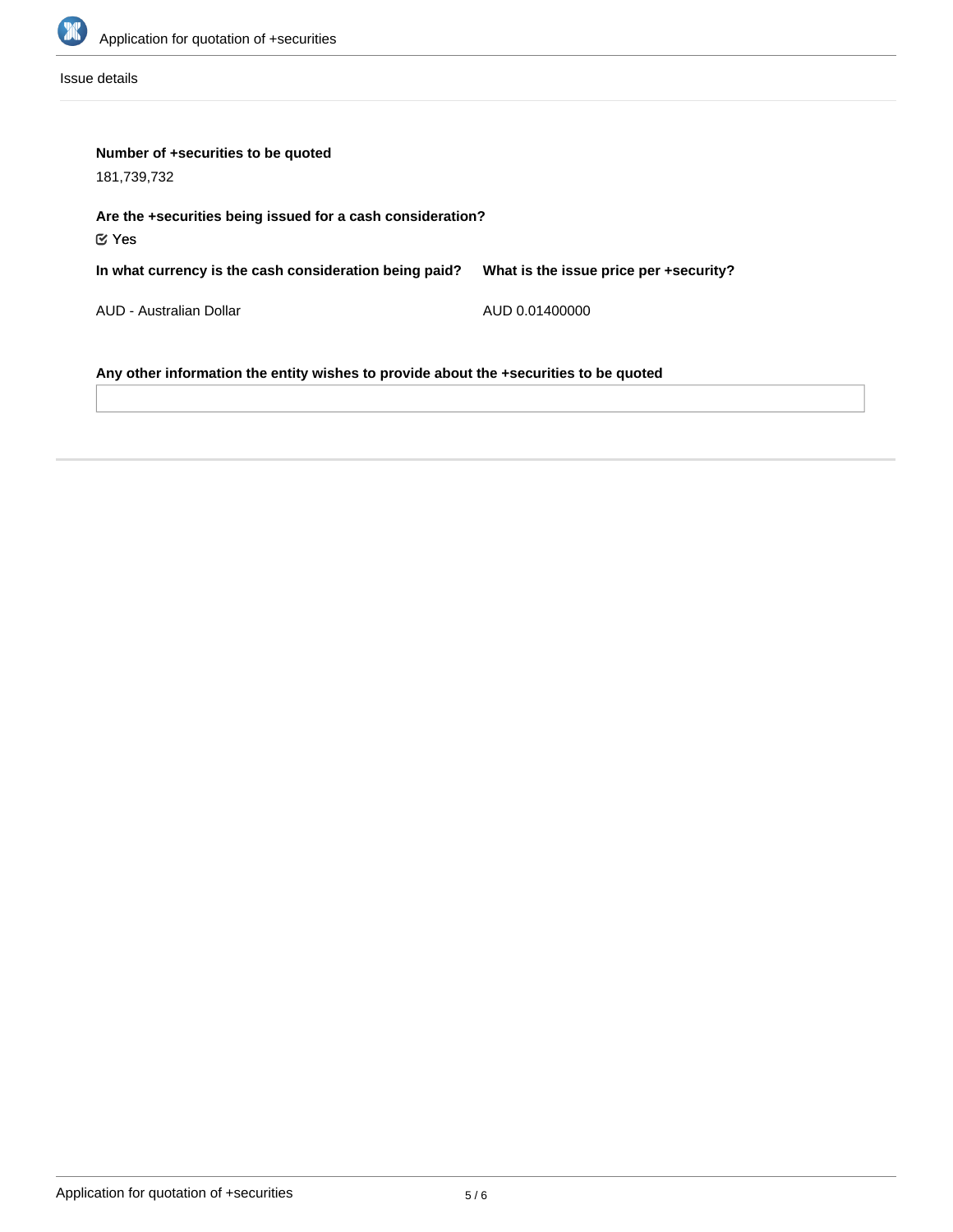Issue details

**Number of +securities to be quoted**

181,739,732

**Are the +securities being issued for a cash consideration?**

☑ Yes

| In what currency is the cash consideration being paid? | What is the issue price per +security? |
| --- | --- |
| AUD - Australian Dollar | AUD 0.01400000 |

**Any other information the entity wishes to provide about the +securities to be quoted**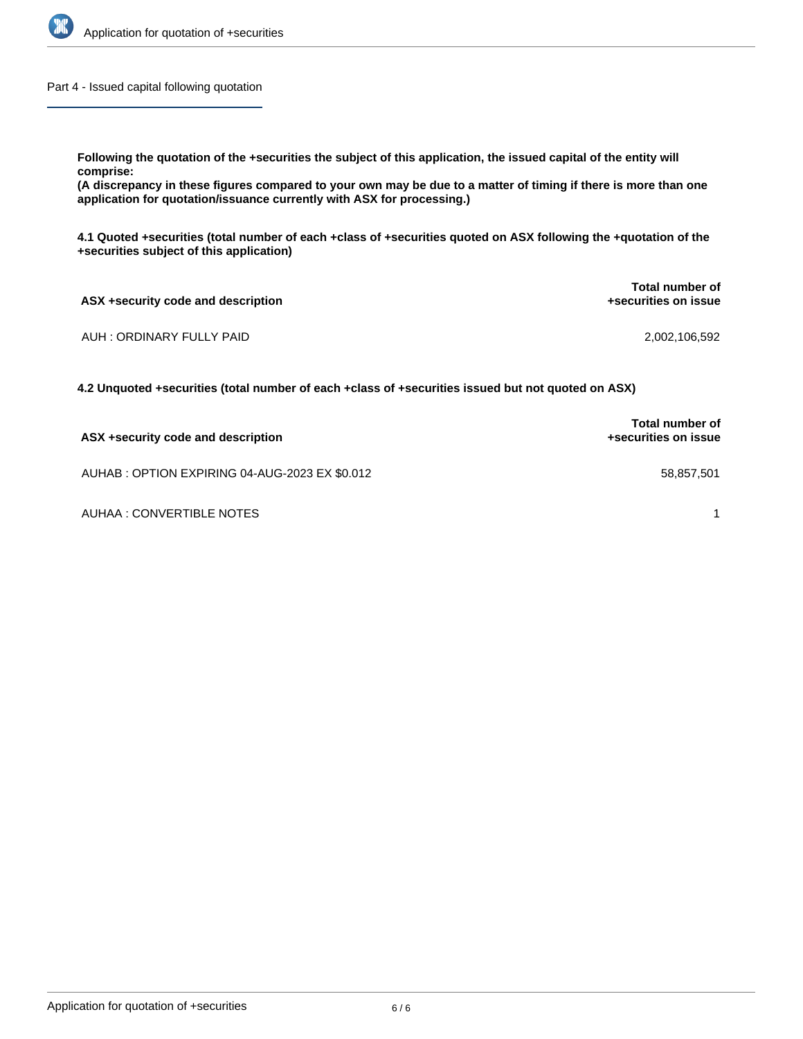## Part 4 - Issued capital following quotation

**Following the quotation of the +securities the subject of this application, the issued capital of the entity will comprise:**
**(A discrepancy in these figures compared to your own may be due to a matter of timing if there is more than one application for quotation/issuance currently with ASX for processing.)**

**4.1 Quoted +securities (total number of each +class of +securities quoted on ASX following the +quotation of the +securities subject of this application)**

| ASX +security code and description | Total number of +securities on issue |
| --- | --- |
| AUH : ORDINARY FULLY PAID | 2,002,106,592 |

**4.2 Unquoted +securities (total number of each +class of +securities issued but not quoted on ASX)**

| ASX +security code and description | Total number of +securities on issue |
| --- | --- |
| AUHAB : OPTION EXPIRING 04-AUG-2023 EX $0.012 | 58,857,501 |
| AUHAA : CONVERTIBLE NOTES | 1 |